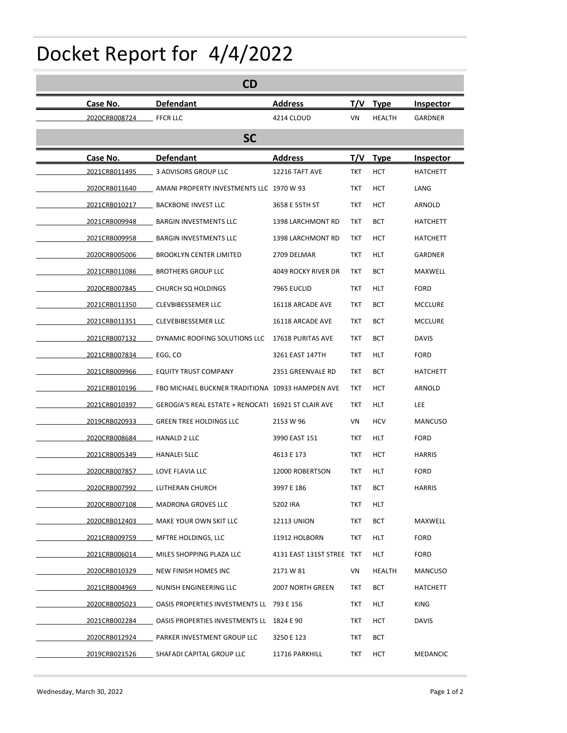# Docket Report for 4/4/2022

## CD

| Case No. | Defendant | Address | T/V | Type | Inspector |
|---|---|---|---|---|---|
| 2020CRB008724 | FFCR LLC | 4214 CLOUD | VN | HEALTH | GARDNER |

## SC

| Case No. | Defendant | Address | T/V | Type | Inspector |
|---|---|---|---|---|---|
| 2021CRB011495 | 3 ADVISORS GROUP LLC | 12216 TAFT AVE | TKT | HCT | HATCHETT |
| 2020CRB011640 | AMANI PROPERTY INVESTMENTS LLC | 1970 W 93 | TKT | HCT | LANG |
| 2021CRB010217 | BACKBONE INVEST LLC | 3658 E 55TH ST | TKT | HCT | ARNOLD |
| 2021CRB009948 | BARGIN INVESTMENTS LLC | 1398 LARCHMONT RD | TKT | BCT | HATCHETT |
| 2021CRB009958 | BARGIN INVESTMENTS LLC | 1398 LARCHMONT RD | TKT | HCT | HATCHETT |
| 2020CRB005006 | BROOKLYN CENTER LIMITED | 2709 DELMAR | TKT | HLT | GARDNER |
| 2021CRB011086 | BROTHERS GROUP LLC | 4049 ROCKY RIVER DR | TKT | BCT | MAXWELL |
| 2020CRB007845 | CHURCH SQ HOLDINGS | 7965 EUCLID | TKT | HLT | FORD |
| 2021CRB011350 | CLEVBIBESSEMER LLC | 16118 ARCADE AVE | TKT | BCT | MCCLURE |
| 2021CRB011351 | CLEVEBIBESSEMER LLC | 16118 ARCADE AVE | TKT | BCT | MCCLURE |
| 2021CRB007132 | DYNAMIC ROOFING SOLUTIONS LLC | 17618 PURITAS AVE | TKT | BCT | DAVIS |
| 2021CRB007834 | EGG, CO | 3261 EAST 147TH | TKT | HLT | FORD |
| 2021CRB009966 | EQUITY TRUST COMPANY | 2351 GREENVALE RD | TKT | BCT | HATCHETT |
| 2021CRB010196 | FBO MICHAEL BUCKNER TRADITIONA | 10933 HAMPDEN AVE | TKT | HCT | ARNOLD |
| 2021CRB010397 | GEROGIA'S REAL ESTATE + RENOCATI | 16921 ST CLAIR AVE | TKT | HLT | LEE |
| 2019CRB020933 | GREEN TREE HOLDINGS LLC | 2153 W 96 | VN | HCV | MANCUSO |
| 2020CRB008684 | HANALD 2 LLC | 3990 EAST 151 | TKT | HLT | FORD |
| 2021CRB005349 | HANALEI 5LLC | 4613 E 173 | TKT | HCT | HARRIS |
| 2020CRB007857 | LOVE FLAVIA LLC | 12000 ROBERTSON | TKT | HLT | FORD |
| 2020CRB007992 | LUTHERAN CHURCH | 3997 E 186 | TKT | BCT | HARRIS |
| 2020CRB007108 | MADRONA GROVES LLC | 5202 IRA | TKT | HLT | |
| 2020CRB012403 | MAKE YOUR OWN SKIT LLC | 12113 UNION | TKT | BCT | MAXWELL |
| 2021CRB009759 | MFTRE HOLDINGS, LLC | 11912 HOLBORN | TKT | HLT | FORD |
| 2021CRB006014 | MILES SHOPPING PLAZA LLC | 4131 EAST 131ST STREE | TKT | HLT | FORD |
| 2020CRB010329 | NEW FINISH HOMES INC | 2171 W 81 | VN | HEALTH | MANCUSO |
| 2021CRB004969 | NUNISH ENGINEERING LLC | 2007 NORTH GREEN | TKT | BCT | HATCHETT |
| 2020CRB005023 | OASIS PROPERTIES INVESTMENTS LL | 793 E 156 | TKT | HLT | KING |
| 2021CRB002284 | OASIS PROPERTIES INVESTMENTS LL | 1824 E 90 | TKT | HCT | DAVIS |
| 2020CRB012924 | PARKER INVESTMENT GROUP LLC | 3250 E 123 | TKT | BCT | |
| 2019CRB021526 | SHAFADI CAPITAL GROUP LLC | 11716 PARKHILL | TKT | HCT | MEDANCIC |

Wednesday, March 30, 2022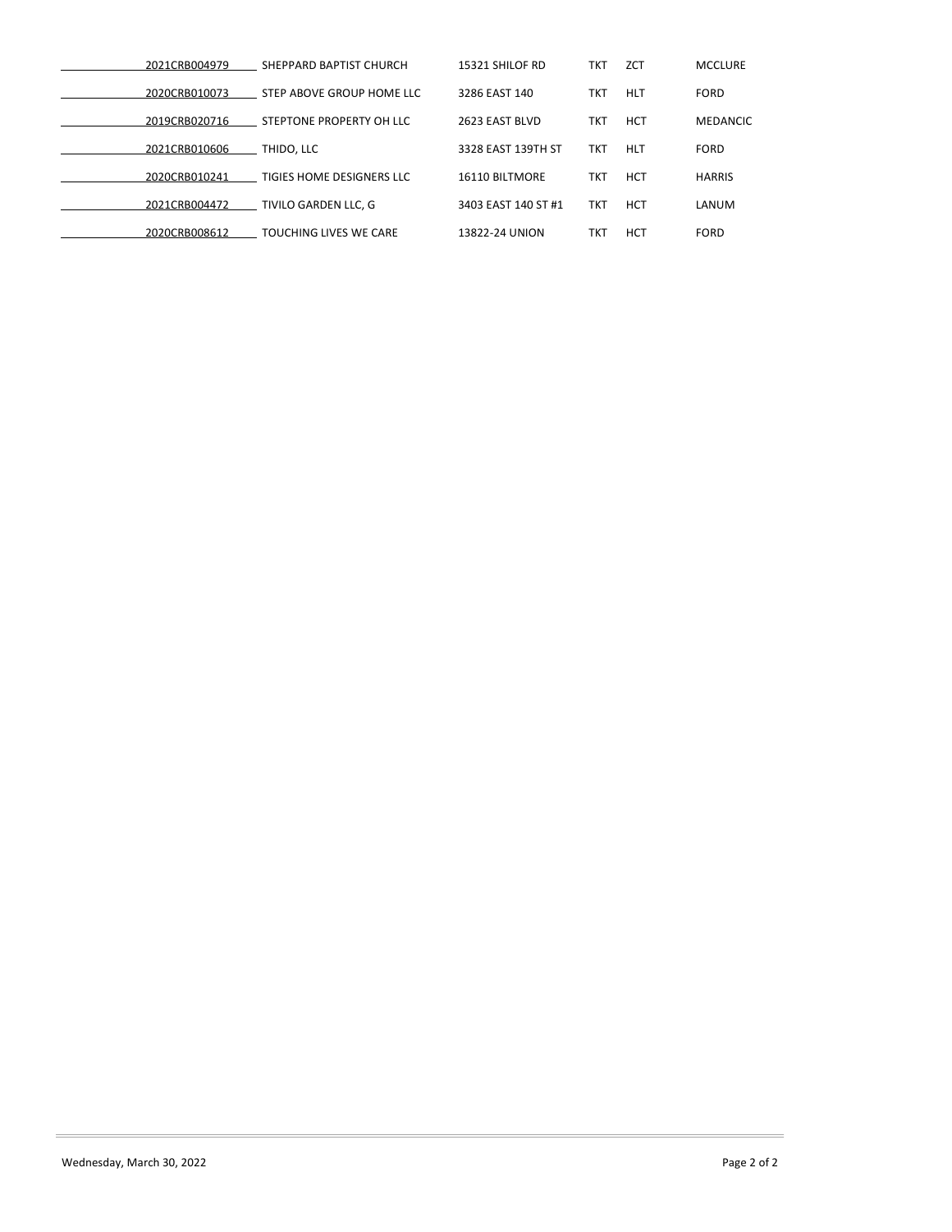| | | | | | | |
|---|---|---|---|---|---|---|
| | 2021CRB004979 | SHEPPARD BAPTIST CHURCH | 15321 SHILOF RD | TKT | ZCT | MCCLURE |
| | 2020CRB010073 | STEP ABOVE GROUP HOME LLC | 3286 EAST 140 | TKT | HLT | FORD |
| | 2019CRB020716 | STEPTONE PROPERTY OH LLC | 2623 EAST BLVD | TKT | HCT | MEDANCIC |
| | 2021CRB010606 | THIDO, LLC | 3328 EAST 139TH ST | TKT | HLT | FORD |
| | 2020CRB010241 | TIGIES HOME DESIGNERS LLC | 16110 BILTMORE | TKT | HCT | HARRIS |
| | 2021CRB004472 | TIVILO GARDEN LLC, G | 3403 EAST 140 ST #1 | TKT | HCT | LANUM |
| | 2020CRB008612 | TOUCHING LIVES WE CARE | 13822-24 UNION | TKT | HCT | FORD |

Wednesday, March 30, 2022